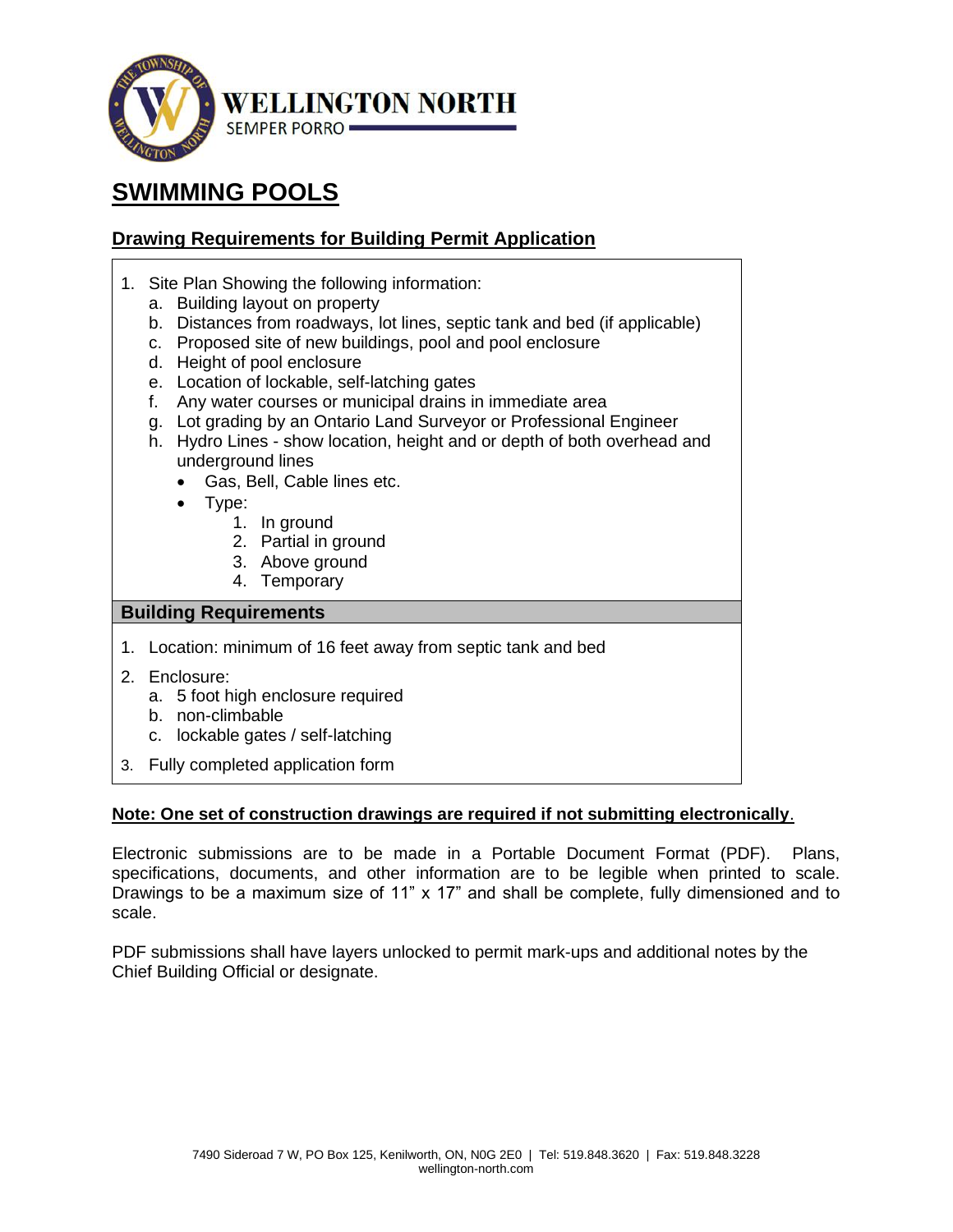WELLINGTON NORTH

SEMPER PORRO

# SWIMMING POOLS

## Drawing Requirements for Building Permit Application

1. Site Plan Showing the following information:
   a. Building layout on property
   b. Distances from roadways, lot lines, septic tank and bed (if applicable)
   c. Proposed site of new buildings, pool and pool enclosure
   d. Height of pool enclosure
   e. Location of lockable, self-latching gates
   f. Any water courses or municipal drains in immediate area
   g. Lot grading by an Ontario Land Surveyor or Professional Engineer
   h. Hydro Lines - show location, height and or depth of both overhead and underground lines
      - Gas, Bell, Cable lines etc.
      - Type:
        1. In ground
        2. Partial in ground
        3. Above ground
        4. Temporary

### Building Requirements

1. Location: minimum of 16 feet away from septic tank and bed
2. Enclosure:
   a. 5 foot high enclosure required
   b. non-climbable
   c. lockable gates / self-latching
3. Fully completed application form

**Note: One set of construction drawings are required if not submitting electronically**.

Electronic submissions are to be made in a Portable Document Format (PDF). Plans, specifications, documents, and other information are to be legible when printed to scale. Drawings to be a maximum size of 11" x 17" and shall be complete, fully dimensioned and to scale.

PDF submissions shall have layers unlocked to permit mark-ups and additional notes by the Chief Building Official or designate.

7490 Sideroad 7 W, PO Box 125, Kenilworth, ON, N0G 2E0 | Tel: 519.848.3620 | Fax: 519.848.3228
wellington-north.com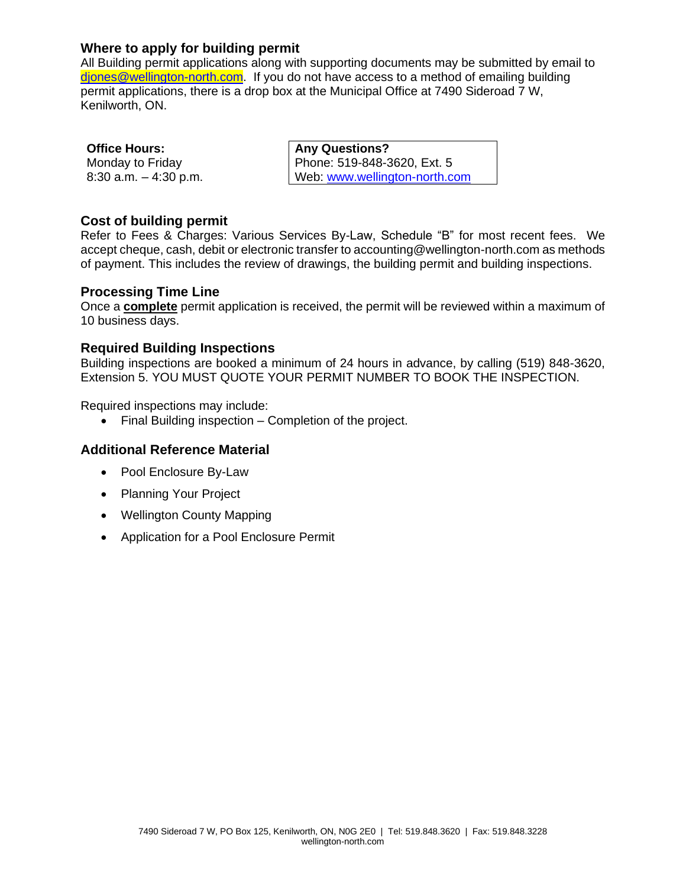### Where to apply for building permit

All Building permit applications along with supporting documents may be submitted by email to djones@wellington-north.com. If you do not have access to a method of emailing building permit applications, there is a drop box at the Municipal Office at 7490 Sideroad 7 W, Kenilworth, ON.

**Office Hours:**
Monday to Friday
8:30 a.m. – 4:30 p.m.

**Any Questions?**
Phone: 519-848-3620, Ext. 5
Web: www.wellington-north.com

### Cost of building permit

Refer to Fees & Charges: Various Services By-Law, Schedule "B" for most recent fees. We accept cheque, cash, debit or electronic transfer to accounting@wellington-north.com as methods of payment. This includes the review of drawings, the building permit and building inspections.

### Processing Time Line

Once a **complete** permit application is received, the permit will be reviewed within a maximum of 10 business days.

### Required Building Inspections

Building inspections are booked a minimum of 24 hours in advance, by calling (519) 848-3620, Extension 5. YOU MUST QUOTE YOUR PERMIT NUMBER TO BOOK THE INSPECTION.

Required inspections may include:

- Final Building inspection – Completion of the project.

### Additional Reference Material

- Pool Enclosure By-Law
- Planning Your Project
- Wellington County Mapping
- Application for a Pool Enclosure Permit